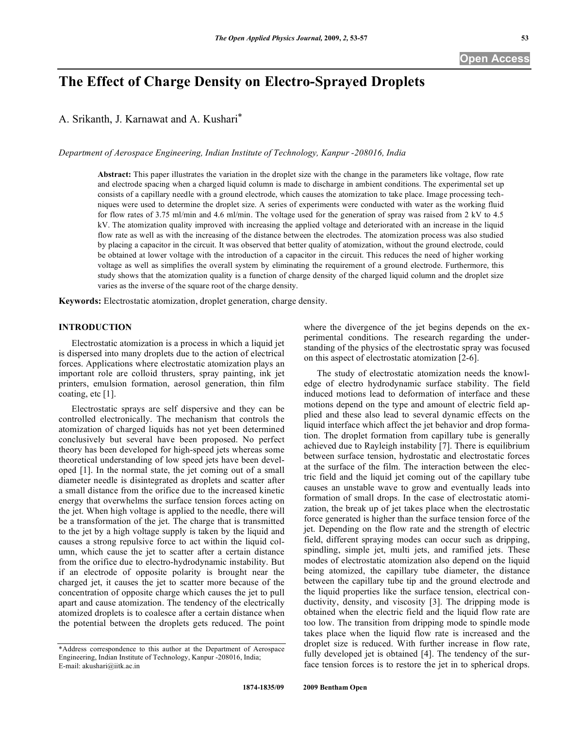Open Access

# The Effect of Charge Density on Electro-Sprayed Droplets

A. Srikanth, J. Karnawat and A. Kushari*

*Department of Aerospace Engineering, Indian Institute of Technology, Kanpur -208016, India*

**Abstract:** This paper illustrates the variation in the droplet size with the change in the parameters like voltage, flow rate and electrode spacing when a charged liquid column is made to discharge in ambient conditions. The experimental set up consists of a capillary needle with a ground electrode, which causes the atomization to take place. Image processing techniques were used to determine the droplet size. A series of experiments were conducted with water as the working fluid for flow rates of 3.75 ml/min and 4.6 ml/min. The voltage used for the generation of spray was raised from 2 kV to 4.5 kV. The atomization quality improved with increasing the applied voltage and deteriorated with an increase in the liquid flow rate as well as with the increasing of the distance between the electrodes. The atomization process was also studied by placing a capacitor in the circuit. It was observed that better quality of atomization, without the ground electrode, could be obtained at lower voltage with the introduction of a capacitor in the circuit. This reduces the need of higher working voltage as well as simplifies the overall system by eliminating the requirement of a ground electrode. Furthermore, this study shows that the atomization quality is a function of charge density of the charged liquid column and the droplet size varies as the inverse of the square root of the charge density.

**Keywords:** Electrostatic atomization, droplet generation, charge density.

## INTRODUCTION

Electrostatic atomization is a process in which a liquid jet is dispersed into many droplets due to the action of electrical forces. Applications where electrostatic atomization plays an important role are colloid thrusters, spray painting, ink jet printers, emulsion formation, aerosol generation, thin film coating, etc [1].

Electrostatic sprays are self dispersive and they can be controlled electronically. The mechanism that controls the atomization of charged liquids has not yet been determined conclusively but several have been proposed. No perfect theory has been developed for high-speed jets whereas some theoretical understanding of low speed jets have been developed [1]. In the normal state, the jet coming out of a small diameter needle is disintegrated as droplets and scatter after a small distance from the orifice due to the increased kinetic energy that overwhelms the surface tension forces acting on the jet. When high voltage is applied to the needle, there will be a transformation of the jet. The charge that is transmitted to the jet by a high voltage supply is taken by the liquid and causes a strong repulsive force to act within the liquid column, which cause the jet to scatter after a certain distance from the orifice due to electro-hydrodynamic instability. But if an electrode of opposite polarity is brought near the charged jet, it causes the jet to scatter more because of the concentration of opposite charge which causes the jet to pull apart and cause atomization. The tendency of the electrically atomized droplets is to coalesce after a certain distance when the potential between the droplets gets reduced. The point where the divergence of the jet begins depends on the experimental conditions. The research regarding the understanding of the physics of the electrostatic spray was focused on this aspect of electrostatic atomization [2-6].

The study of electrostatic atomization needs the knowledge of electro hydrodynamic surface stability. The field induced motions lead to deformation of interface and these motions depend on the type and amount of electric field applied and these also lead to several dynamic effects on the liquid interface which affect the jet behavior and drop formation. The droplet formation from capillary tube is generally achieved due to Rayleigh instability [7]. There is equilibrium between surface tension, hydrostatic and electrostatic forces at the surface of the film. The interaction between the electric field and the liquid jet coming out of the capillary tube causes an unstable wave to grow and eventually leads into formation of small drops. In the case of electrostatic atomization, the break up of jet takes place when the electrostatic force generated is higher than the surface tension force of the jet. Depending on the flow rate and the strength of electric field, different spraying modes can occur such as dripping, spindling, simple jet, multi jets, and ramified jets. These modes of electrostatic atomization also depend on the liquid being atomized, the capillary tube diameter, the distance between the capillary tube tip and the ground electrode and the liquid properties like the surface tension, electrical conductivity, density, and viscosity [3]. The dripping mode is obtained when the electric field and the liquid flow rate are too low. The transition from dripping mode to spindle mode takes place when the liquid flow rate is increased and the droplet size is reduced. With further increase in flow rate, fully developed jet is obtained [4]. The tendency of the surface tension forces is to restore the jet in to spherical drops.

*Address correspondence to this author at the Department of Aerospace Engineering, Indian Institute of Technology, Kanpur -208016, India; E-mail: akushari@iitk.ac.in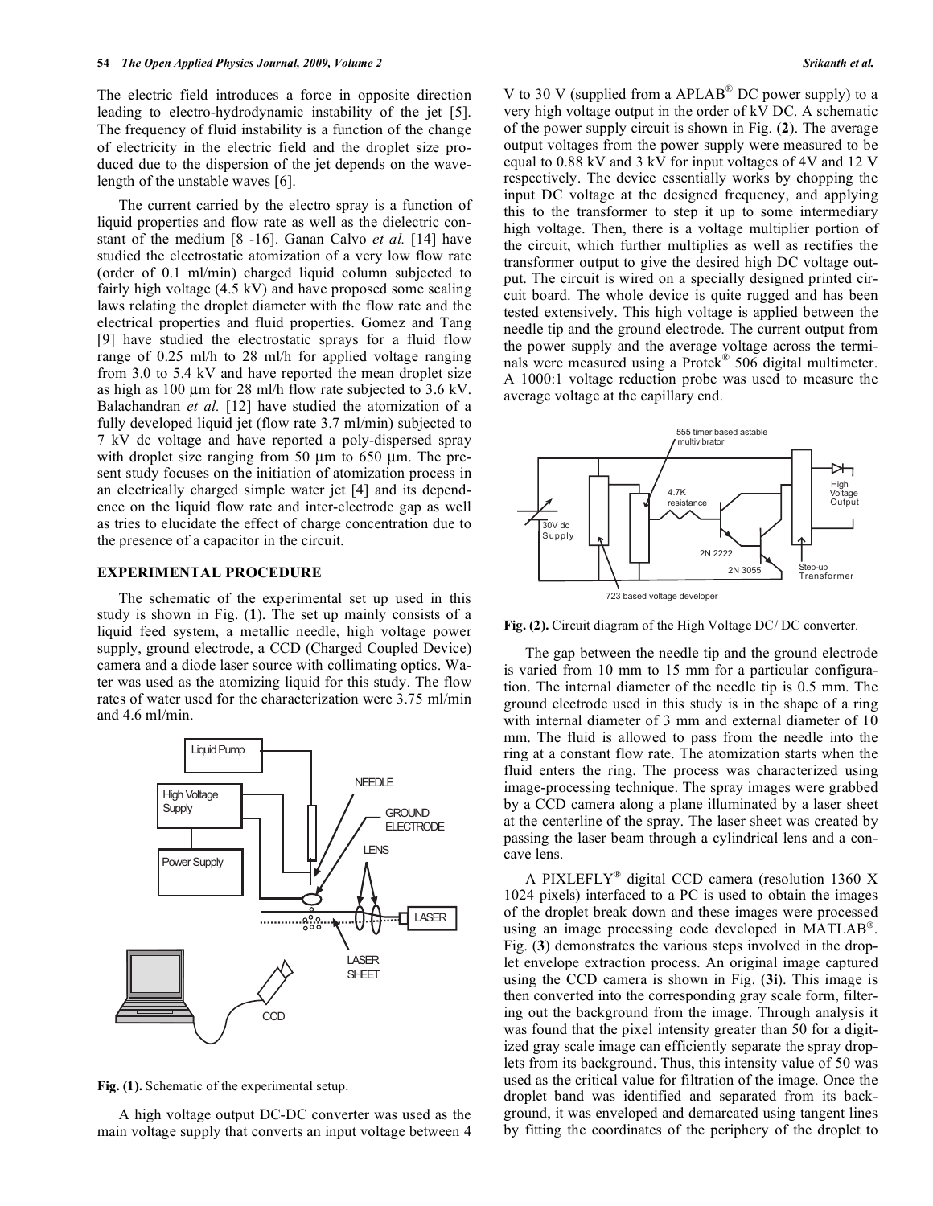The electric field introduces a force in opposite direction leading to electro-hydrodynamic instability of the jet [5]. The frequency of fluid instability is a function of the change of electricity in the electric field and the droplet size produced due to the dispersion of the jet depends on the wavelength of the unstable waves [6].

The current carried by the electro spray is a function of liquid properties and flow rate as well as the dielectric constant of the medium [8 -16]. Ganan Calvo *et al.* [14] have studied the electrostatic atomization of a very low flow rate (order of 0.1 ml/min) charged liquid column subjected to fairly high voltage (4.5 kV) and have proposed some scaling laws relating the droplet diameter with the flow rate and the electrical properties and fluid properties. Gomez and Tang [9] have studied the electrostatic sprays for a fluid flow range of 0.25 ml/h to 28 ml/h for applied voltage ranging from 3.0 to 5.4 kV and have reported the mean droplet size as high as 100 µm for 28 ml/h flow rate subjected to 3.6 kV. Balachandran *et al.* [12] have studied the atomization of a fully developed liquid jet (flow rate 3.7 ml/min) subjected to 7 kV dc voltage and have reported a poly-dispersed spray with droplet size ranging from 50 µm to 650 µm. The present study focuses on the initiation of atomization process in an electrically charged simple water jet [4] and its dependence on the liquid flow rate and inter-electrode gap as well as tries to elucidate the effect of charge concentration due to the presence of a capacitor in the circuit.

## EXPERIMENTAL PROCEDURE

The schematic of the experimental set up used in this study is shown in Fig. (**1**). The set up mainly consists of a liquid feed system, a metallic needle, high voltage power supply, ground electrode, a CCD (Charged Coupled Device) camera and a diode laser source with collimating optics. Water was used as the atomizing liquid for this study. The flow rates of water used for the characterization were 3.75 ml/min and 4.6 ml/min.

**Fig. (1).** Schematic of the experimental setup.

A high voltage output DC-DC converter was used as the main voltage supply that converts an input voltage between 4 V to 30 V (supplied from a APLAB® DC power supply) to a very high voltage output in the order of kV DC. A schematic of the power supply circuit is shown in Fig. (**2**). The average output voltages from the power supply were measured to be equal to 0.88 kV and 3 kV for input voltages of 4V and 12 V respectively. The device essentially works by chopping the input DC voltage at the designed frequency, and applying this to the transformer to step it up to some intermediary high voltage. Then, there is a voltage multiplier portion of the circuit, which further multiplies as well as rectifies the transformer output to give the desired high DC voltage output. The circuit is wired on a specially designed printed circuit board. The whole device is quite rugged and has been tested extensively. This high voltage is applied between the needle tip and the ground electrode. The current output from the power supply and the average voltage across the terminals were measured using a Protek® 506 digital multimeter. A 1000:1 voltage reduction probe was used to measure the average voltage at the capillary end.

**Fig. (2).** Circuit diagram of the High Voltage DC/ DC converter.

The gap between the needle tip and the ground electrode is varied from 10 mm to 15 mm for a particular configuration. The internal diameter of the needle tip is 0.5 mm. The ground electrode used in this study is in the shape of a ring with internal diameter of 3 mm and external diameter of 10 mm. The fluid is allowed to pass from the needle into the ring at a constant flow rate. The atomization starts when the fluid enters the ring. The process was characterized using image-processing technique. The spray images were grabbed by a CCD camera along a plane illuminated by a laser sheet at the centerline of the spray. The laser sheet was created by passing the laser beam through a cylindrical lens and a concave lens.

A PIXLEFLY® digital CCD camera (resolution 1360 X 1024 pixels) interfaced to a PC is used to obtain the images of the droplet break down and these images were processed using an image processing code developed in MATLAB®. Fig. (**3**) demonstrates the various steps involved in the droplet envelope extraction process. An original image captured using the CCD camera is shown in Fig. (**3i**). This image is then converted into the corresponding gray scale form, filtering out the background from the image. Through analysis it was found that the pixel intensity greater than 50 for a digitized gray scale image can efficiently separate the spray droplets from its background. Thus, this intensity value of 50 was used as the critical value for filtration of the image. Once the droplet band was identified and separated from its background, it was enveloped and demarcated using tangent lines by fitting the coordinates of the periphery of the droplet to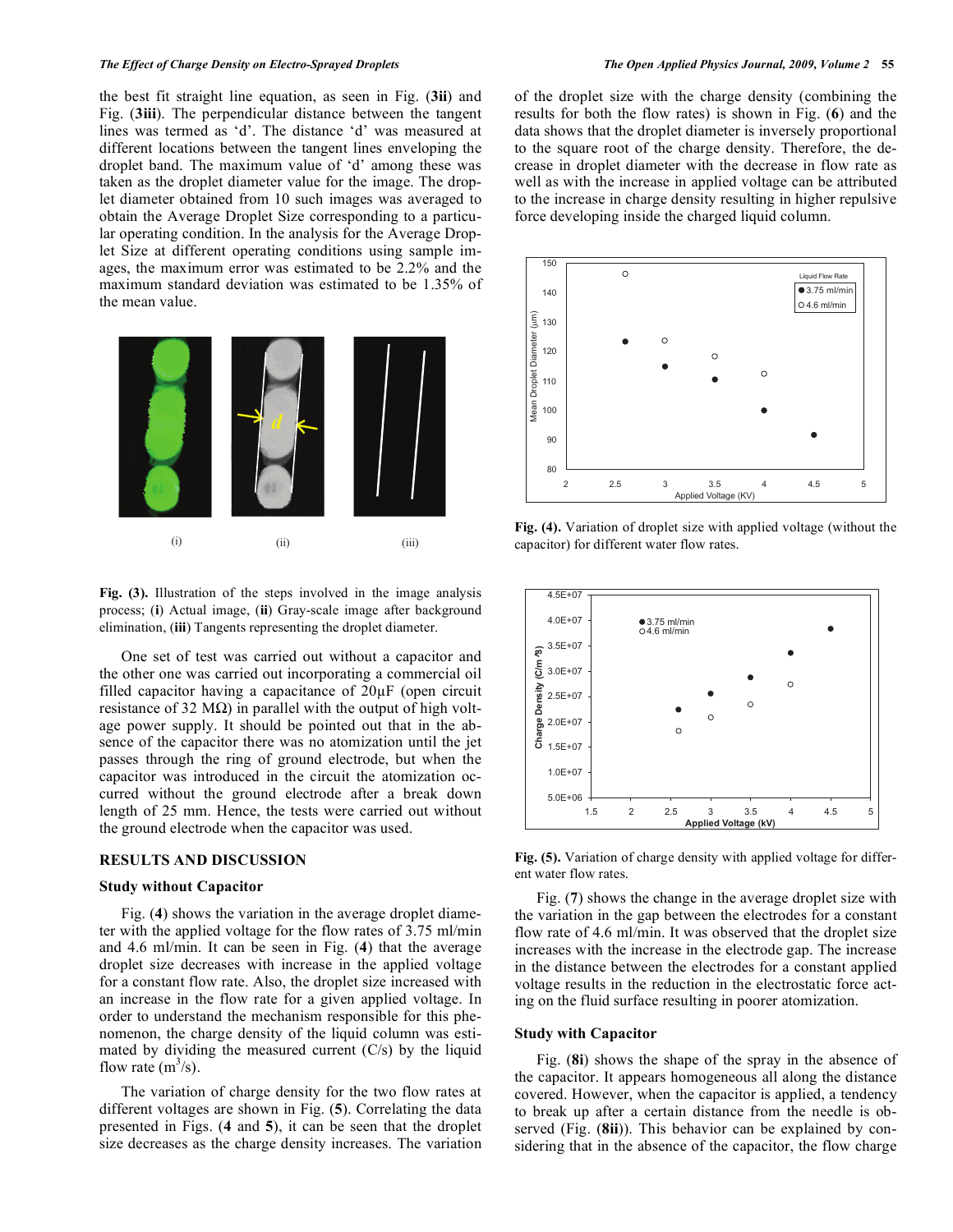the best fit straight line equation, as seen in Fig. (**3ii**) and Fig. (**3iii**). The perpendicular distance between the tangent lines was termed as 'd'. The distance 'd' was measured at different locations between the tangent lines enveloping the droplet band. The maximum value of 'd' among these was taken as the droplet diameter value for the image. The droplet diameter obtained from 10 such images was averaged to obtain the Average Droplet Size corresponding to a particular operating condition. In the analysis for the Average Droplet Size at different operating conditions using sample images, the maximum error was estimated to be 2.2% and the maximum standard deviation was estimated to be 1.35% of the mean value.

(i) (ii) (iii)

**Fig. (3).** Illustration of the steps involved in the image analysis process; (**i**) Actual image, (**ii**) Gray-scale image after background elimination, (**iii**) Tangents representing the droplet diameter.

One set of test was carried out without a capacitor and the other one was carried out incorporating a commercial oil filled capacitor having a capacitance of 20μF (open circuit resistance of 32 MΩ) in parallel with the output of high voltage power supply. It should be pointed out that in the absence of the capacitor there was no atomization until the jet passes through the ring of ground electrode, but when the capacitor was introduced in the circuit the atomization occurred without the ground electrode after a break down length of 25 mm. Hence, the tests were carried out without the ground electrode when the capacitor was used.

## RESULTS AND DISCUSSION

### Study without Capacitor

Fig. (**4**) shows the variation in the average droplet diameter with the applied voltage for the flow rates of 3.75 ml/min and 4.6 ml/min. It can be seen in Fig. (**4**) that the average droplet size decreases with increase in the applied voltage for a constant flow rate. Also, the droplet size increased with an increase in the flow rate for a given applied voltage. In order to understand the mechanism responsible for this phenomenon, the charge density of the liquid column was estimated by dividing the measured current (C/s) by the liquid flow rate ($m^3$/s).

The variation of charge density for the two flow rates at different voltages are shown in Fig. (**5**). Correlating the data presented in Figs. (**4** and **5**), it can be seen that the droplet size decreases as the charge density increases. The variation of the droplet size with the charge density (combining the results for both the flow rates) is shown in Fig. (**6**) and the data shows that the droplet diameter is inversely proportional to the square root of the charge density. Therefore, the decrease in droplet diameter with the decrease in flow rate as well as with the increase in applied voltage can be attributed to the increase in charge density resulting in higher repulsive force developing inside the charged liquid column.

**Fig. (4).** Variation of droplet size with applied voltage (without the capacitor) for different water flow rates.

**Fig. (5).** Variation of charge density with applied voltage for different water flow rates.

Fig. (**7**) shows the change in the average droplet size with the variation in the gap between the electrodes for a constant flow rate of 4.6 ml/min. It was observed that the droplet size increases with the increase in the electrode gap. The increase in the distance between the electrodes for a constant applied voltage results in the reduction in the electrostatic force acting on the fluid surface resulting in poorer atomization.

### Study with Capacitor

Fig. (**8i**) shows the shape of the spray in the absence of the capacitor. It appears homogeneous all along the distance covered. However, when the capacitor is applied, a tendency to break up after a certain distance from the needle is observed (Fig. (**8ii**)). This behavior can be explained by considering that in the absence of the capacitor, the flow charge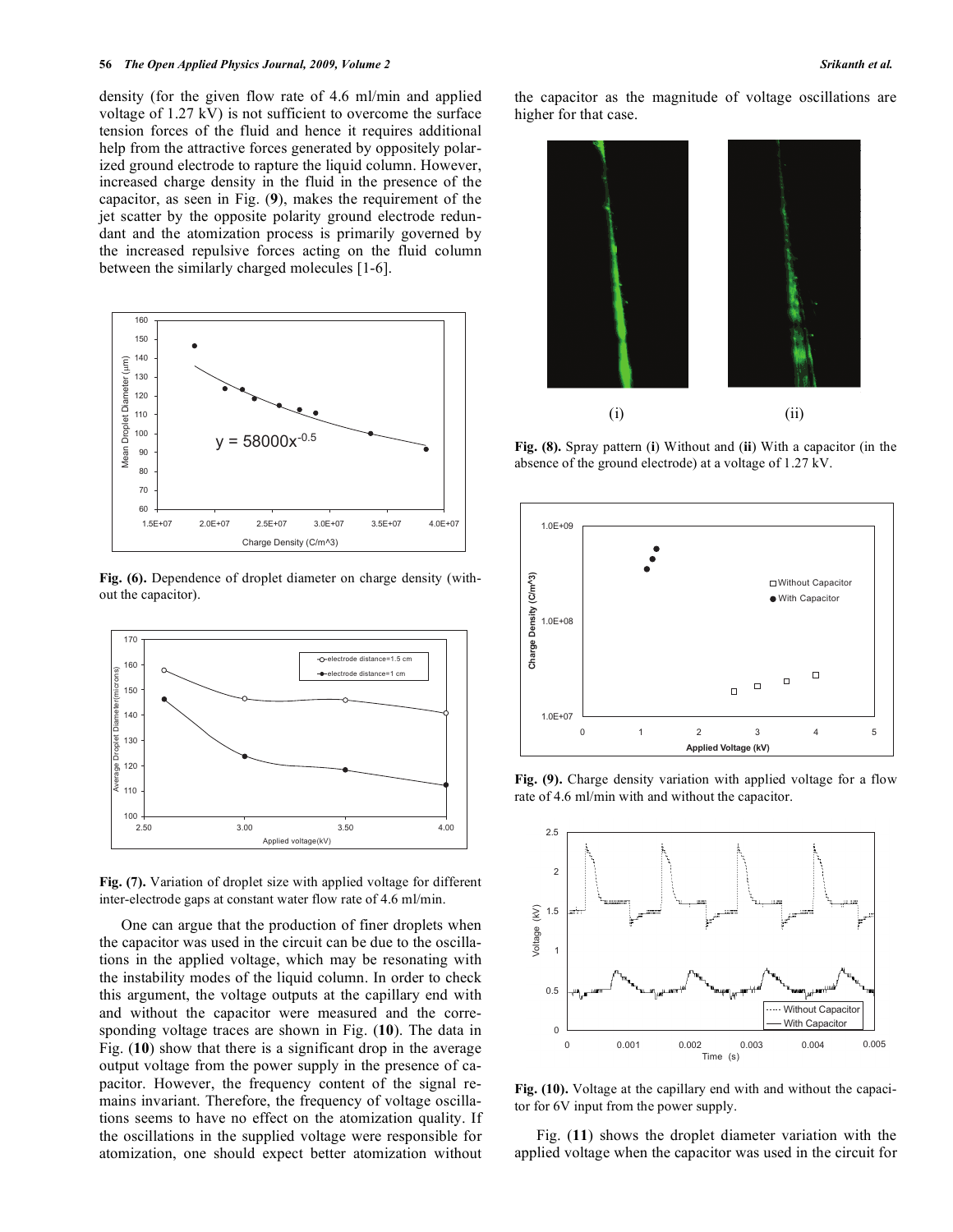density (for the given flow rate of 4.6 ml/min and applied voltage of 1.27 kV) is not sufficient to overcome the surface tension forces of the fluid and hence it requires additional help from the attractive forces generated by oppositely polarized ground electrode to rapture the liquid column. However, increased charge density in the fluid in the presence of the capacitor, as seen in Fig. (**9**), makes the requirement of the jet scatter by the opposite polarity ground electrode redundant and the atomization process is primarily governed by the increased repulsive forces acting on the fluid column between the similarly charged molecules [1-6].

**Fig. (6).** Dependence of droplet diameter on charge density (without the capacitor).

**Fig. (7).** Variation of droplet size with applied voltage for different inter-electrode gaps at constant water flow rate of 4.6 ml/min.

One can argue that the production of finer droplets when the capacitor was used in the circuit can be due to the oscillations in the applied voltage, which may be resonating with the instability modes of the liquid column. In order to check this argument, the voltage outputs at the capillary end with and without the capacitor were measured and the corresponding voltage traces are shown in Fig. (**10**). The data in Fig. (**10**) show that there is a significant drop in the average output voltage from the power supply in the presence of capacitor. However, the frequency content of the signal remains invariant. Therefore, the frequency of voltage oscillations seems to have no effect on the atomization quality. If the oscillations in the supplied voltage were responsible for atomization, one should expect better atomization without the capacitor as the magnitude of voltage oscillations are higher for that case.

**Fig. (8).** Spray pattern (**i**) Without and (**ii**) With a capacitor (in the absence of the ground electrode) at a voltage of 1.27 kV.

**Fig. (9).** Charge density variation with applied voltage for a flow rate of 4.6 ml/min with and without the capacitor.

**Fig. (10).** Voltage at the capillary end with and without the capacitor for 6V input from the power supply.

Fig. (**11**) shows the droplet diameter variation with the applied voltage when the capacitor was used in the circuit for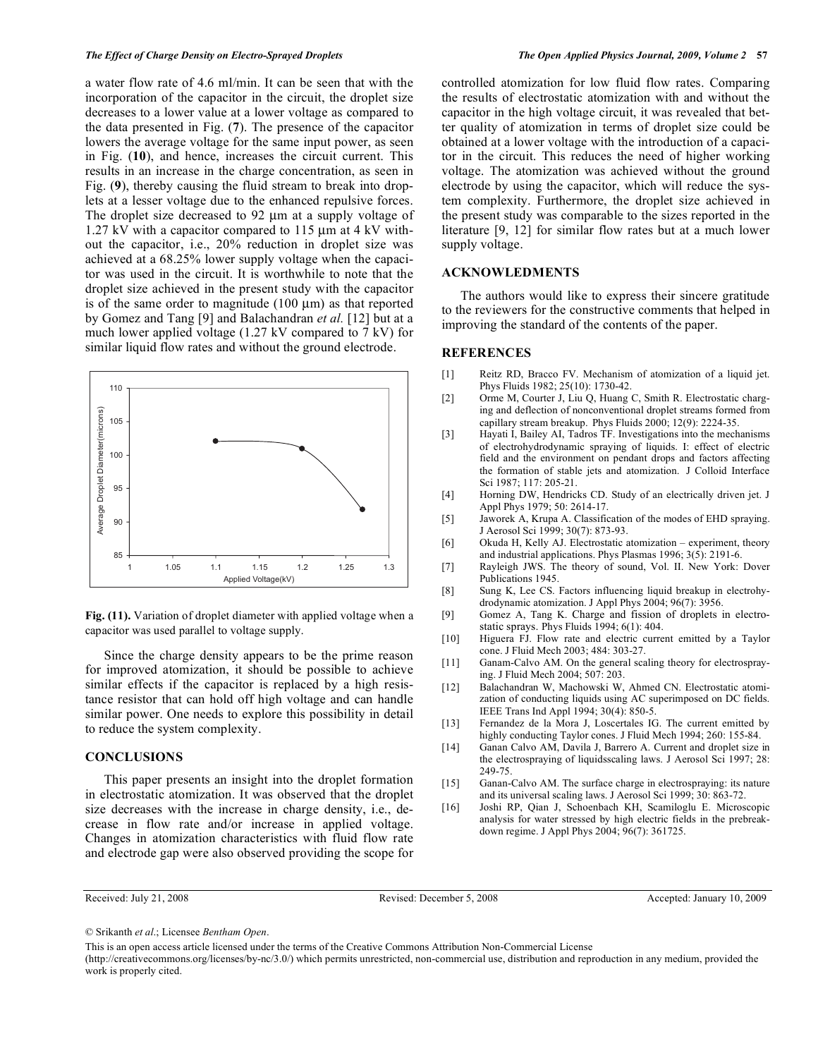a water flow rate of 4.6 ml/min. It can be seen that with the incorporation of the capacitor in the circuit, the droplet size decreases to a lower value at a lower voltage as compared to the data presented in Fig. (**7**). The presence of the capacitor lowers the average voltage for the same input power, as seen in Fig. (**10**), and hence, increases the circuit current. This results in an increase in the charge concentration, as seen in Fig. (**9**), thereby causing the fluid stream to break into droplets at a lesser voltage due to the enhanced repulsive forces. The droplet size decreased to 92 μm at a supply voltage of 1.27 kV with a capacitor compared to 115 μm at 4 kV without the capacitor, i.e., 20% reduction in droplet size was achieved at a 68.25% lower supply voltage when the capacitor was used in the circuit. It is worthwhile to note that the droplet size achieved in the present study with the capacitor is of the same order to magnitude (100 μm) as that reported by Gomez and Tang [9] and Balachandran *et al.* [12] but at a much lower applied voltage (1.27 kV compared to 7 kV) for similar liquid flow rates and without the ground electrode.

Average Droplet Diameter(microns)
110
105
100
95
90
85
1
1.05
1.1
1.15
1.2
1.25
1.3
Applied Voltage(kV)

**Fig. (11).** Variation of droplet diameter with applied voltage when a capacitor was used parallel to voltage supply.

Since the charge density appears to be the prime reason for improved atomization, it should be possible to achieve similar effects if the capacitor is replaced by a high resistance resistor that can hold off high voltage and can handle similar power. One needs to explore this possibility in detail to reduce the system complexity.

## CONCLUSIONS

This paper presents an insight into the droplet formation in electrostatic atomization. It was observed that the droplet size decreases with the increase in charge density, i.e., decrease in flow rate and/or increase in applied voltage. Changes in atomization characteristics with fluid flow rate and electrode gap were also observed providing the scope for controlled atomization for low fluid flow rates. Comparing the results of electrostatic atomization with and without the capacitor in the high voltage circuit, it was revealed that better quality of atomization in terms of droplet size could be obtained at a lower voltage with the introduction of a capacitor in the circuit. This reduces the need of higher working voltage. The atomization was achieved without the ground electrode by using the capacitor, which will reduce the system complexity. Furthermore, the droplet size achieved in the present study was comparable to the sizes reported in the literature [9, 12] for similar flow rates but at a much lower supply voltage.

## ACKNOWLEDGMENTS

The authors would like to express their sincere gratitude to the reviewers for the constructive comments that helped in improving the standard of the contents of the paper.

## REFERENCES

[1] Reitz RD, Bracco FV. Mechanism of atomization of a liquid jet. Phys Fluids 1982; 25(10): 1730-42.

[2] Orme M, Courter J, Liu Q, Huang C, Smith R. Electrostatic charging and deflection of nonconventional droplet streams formed from capillary stream breakup. Phys Fluids 2000; 12(9): 2224-35.

[3] Hayati I, Bailey AI, Tadros TF. Investigations into the mechanisms of electrohydrodynamic spraying of liquids. I: effect of electric field and the environment on pendant drops and factors affecting the formation of stable jets and atomization. J Colloid Interface Sci 1987; 117: 205-21.

[4] Horning DW, Hendricks CD. Study of an electrically driven jet. J Appl Phys 1979; 50: 2614-17.

[5] Jaworek A, Krupa A. Classification of the modes of EHD spraying. J Aerosol Sci 1999; 30(7): 873-93.

[6] Okuda H, Kelly AJ. Electrostatic atomization – experiment, theory and industrial applications. Phys Plasmas 1996; 3(5): 2191-6.

[7] Rayleigh JWS. The theory of sound, Vol. II. New York: Dover Publications 1945.

[8] Sung K, Lee CS. Factors influencing liquid breakup in electrohydrodynamic atomization. J Appl Phys 2004; 96(7): 3956.

[9] Gomez A, Tang K. Charge and fission of droplets in electrostatic sprays. Phys Fluids 1994; 6(1): 404.

[10] Higuera FJ. Flow rate and electric current emitted by a Taylor cone. J Fluid Mech 2003; 484: 303-27.

[11] Ganam-Calvo AM. On the general scaling theory for electrospraying. J Fluid Mech 2004; 507: 203.

[12] Balachandran W, Machowski W, Ahmed CN. Electrostatic atomization of conducting liquids using AC superimposed on DC fields. IEEE Trans Ind Appl 1994; 30(4): 850-5.

[13] Fernandez de la Mora J, Loscertales IG. The current emitted by highly conducting Taylor cones. J Fluid Mech 1994; 260: 155-84.

[14] Ganan Calvo AM, Davila J, Barrero A. Current and droplet size in the electrospraying of liquidsscaling laws. J Aerosol Sci 1997; 28: 249-75.

[15] Ganan-Calvo AM. The surface charge in electrospraying: its nature and its universal scaling laws. J Aerosol Sci 1999; 30: 863-72.

[16] Joshi RP, Qian J, Schoenbach KH, Scamiloglu E. Microscopic analysis for water stressed by high electric fields in the prebreakdown regime. J Appl Phys 2004; 96(7): 361725.

Received: July 21, 2008 Revised: December 5, 2008 Accepted: January 10, 2009

© Srikanth *et al.*; Licensee *Bentham Open*.

This is an open access article licensed under the terms of the Creative Commons Attribution Non-Commercial License (http://creativecommons.org/licenses/by-nc/3.0/) which permits unrestricted, non-commercial use, distribution and reproduction in any medium, provided the work is properly cited.